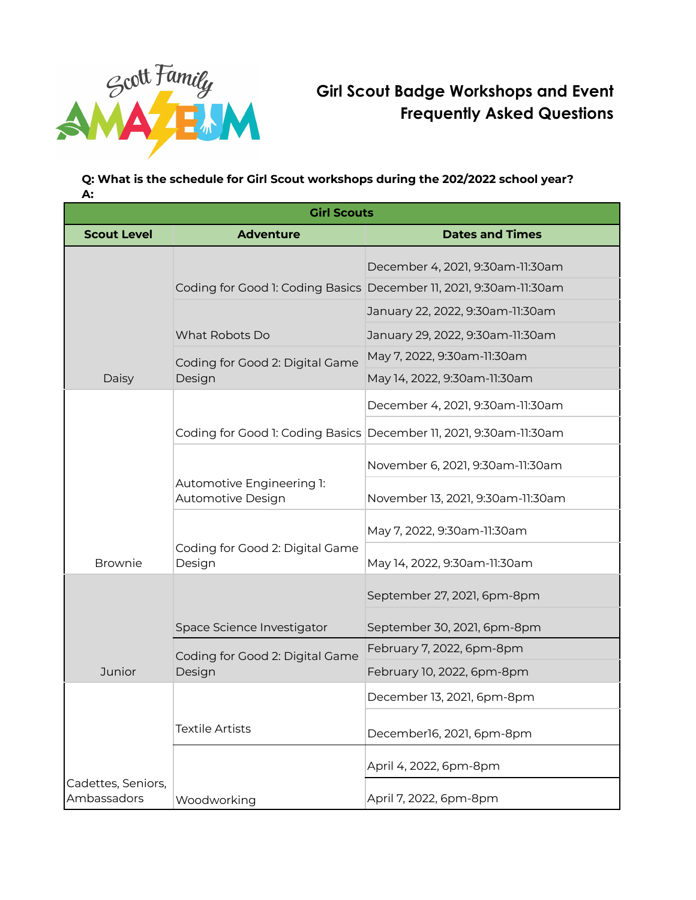Scott Family AMAZEUM

# Girl Scout Badge Workshops and Event Frequently Asked Questions

**Q: What is the schedule for Girl Scout workshops during the 202/2022 school year?**
**A:**

| Girl Scouts | | |
|---|---|---|
| **Scout Level** | **Adventure** | **Dates and Times** |
| Daisy | Coding for Good 1: Coding Basics | December 4, 2021, 9:30am-11:30am |
| | | December 11, 2021, 9:30am-11:30am |
| | What Robots Do | January 22, 2022, 9:30am-11:30am |
| | | January 29, 2022, 9:30am-11:30am |
| | Coding for Good 2: Digital Game Design | May 7, 2022, 9:30am-11:30am |
| | | May 14, 2022, 9:30am-11:30am |
| Brownie | Coding for Good 1: Coding Basics | December 4, 2021, 9:30am-11:30am |
| | | December 11, 2021, 9:30am-11:30am |
| | Automotive Engineering 1: Automotive Design | November 6, 2021, 9:30am-11:30am |
| | | November 13, 2021, 9:30am-11:30am |
| | Coding for Good 2: Digital Game Design | May 7, 2022, 9:30am-11:30am |
| | | May 14, 2022, 9:30am-11:30am |
| Junior | Space Science Investigator | September 27, 2021, 6pm-8pm |
| | | September 30, 2021, 6pm-8pm |
| | Coding for Good 2: Digital Game Design | February 7, 2022, 6pm-8pm |
| | | February 10, 2022, 6pm-8pm |
| Cadettes, Seniors, Ambassadors | Textile Artists | December 13, 2021, 6pm-8pm |
| | | December16, 2021, 6pm-8pm |
| | Woodworking | April 4, 2022, 6pm-8pm |
| | | April 7, 2022, 6pm-8pm |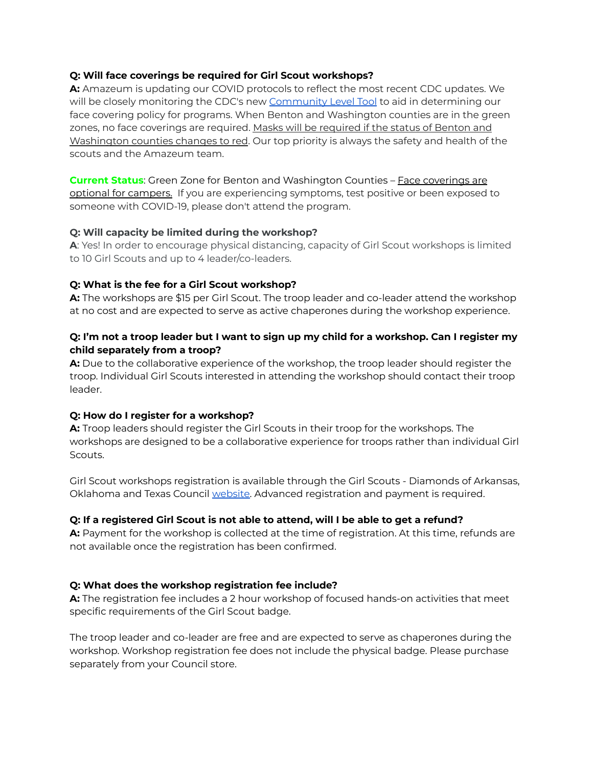**Q: Will face coverings be required for Girl Scout workshops?**
**A:** Amazeum is updating our COVID protocols to reflect the most recent CDC updates. We will be closely monitoring the CDC's new Community Level Tool to aid in determining our face covering policy for programs. When Benton and Washington counties are in the green zones, no face coverings are required. Masks will be required if the status of Benton and Washington counties changes to red. Our top priority is always the safety and health of the scouts and the Amazeum team.

**Current Status**: Green Zone for Benton and Washington Counties – Face coverings are optional for campers. If you are experiencing symptoms, test positive or been exposed to someone with COVID-19, please don't attend the program.

**Q: Will capacity be limited during the workshop?**
**A**: Yes! In order to encourage physical distancing, capacity of Girl Scout workshops is limited to 10 Girl Scouts and up to 4 leader/co-leaders.

**Q: What is the fee for a Girl Scout workshop?**
**A:** The workshops are $15 per Girl Scout. The troop leader and co-leader attend the workshop at no cost and are expected to serve as active chaperones during the workshop experience.

**Q: I'm not a troop leader but I want to sign up my child for a workshop. Can I register my child separately from a troop?**
**A:** Due to the collaborative experience of the workshop, the troop leader should register the troop. Individual Girl Scouts interested in attending the workshop should contact their troop leader.

**Q: How do I register for a workshop?**
**A:** Troop leaders should register the Girl Scouts in their troop for the workshops. The workshops are designed to be a collaborative experience for troops rather than individual Girl Scouts.

Girl Scout workshops registration is available through the Girl Scouts - Diamonds of Arkansas, Oklahoma and Texas Council website. Advanced registration and payment is required.

**Q: If a registered Girl Scout is not able to attend, will I be able to get a refund?**
**A:** Payment for the workshop is collected at the time of registration. At this time, refunds are not available once the registration has been confirmed.

**Q: What does the workshop registration fee include?**
**A:** The registration fee includes a 2 hour workshop of focused hands-on activities that meet specific requirements of the Girl Scout badge.

The troop leader and co-leader are free and are expected to serve as chaperones during the workshop. Workshop registration fee does not include the physical badge. Please purchase separately from your Council store.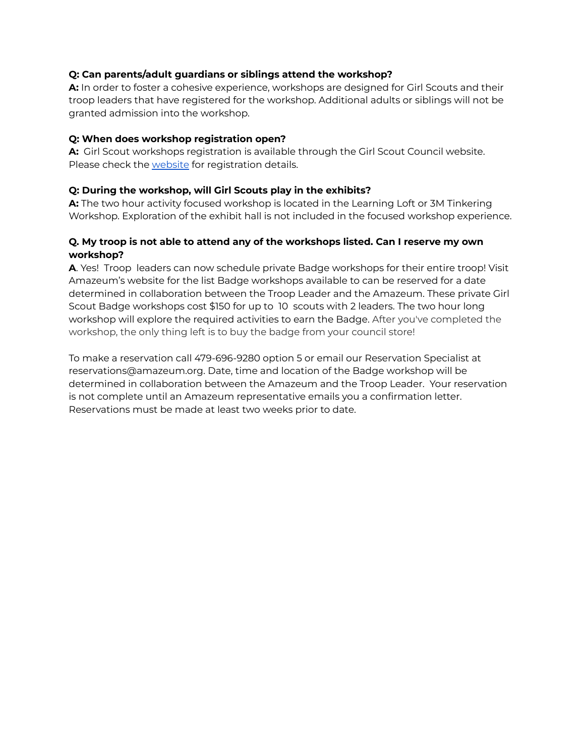**Q: Can parents/adult guardians or siblings attend the workshop?**
**A:** In order to foster a cohesive experience, workshops are designed for Girl Scouts and their troop leaders that have registered for the workshop. Additional adults or siblings will not be granted admission into the workshop.

**Q: When does workshop registration open?**
**A:** Girl Scout workshops registration is available through the Girl Scout Council website. Please check the website for registration details.

**Q: During the workshop, will Girl Scouts play in the exhibits?**
**A:** The two hour activity focused workshop is located in the Learning Loft or 3M Tinkering Workshop. Exploration of the exhibit hall is not included in the focused workshop experience.

**Q. My troop is not able to attend any of the workshops listed. Can I reserve my own workshop?**
**A**. Yes! Troop leaders can now schedule private Badge workshops for their entire troop! Visit Amazeum's website for the list Badge workshops available to can be reserved for a date determined in collaboration between the Troop Leader and the Amazeum. These private Girl Scout Badge workshops cost $150 for up to 10 scouts with 2 leaders. The two hour long workshop will explore the required activities to earn the Badge. After you've completed the workshop, the only thing left is to buy the badge from your council store!

To make a reservation call 479-696-9280 option 5 or email our Reservation Specialist at reservations@amazeum.org. Date, time and location of the Badge workshop will be determined in collaboration between the Amazeum and the Troop Leader. Your reservation is not complete until an Amazeum representative emails you a confirmation letter. Reservations must be made at least two weeks prior to date.